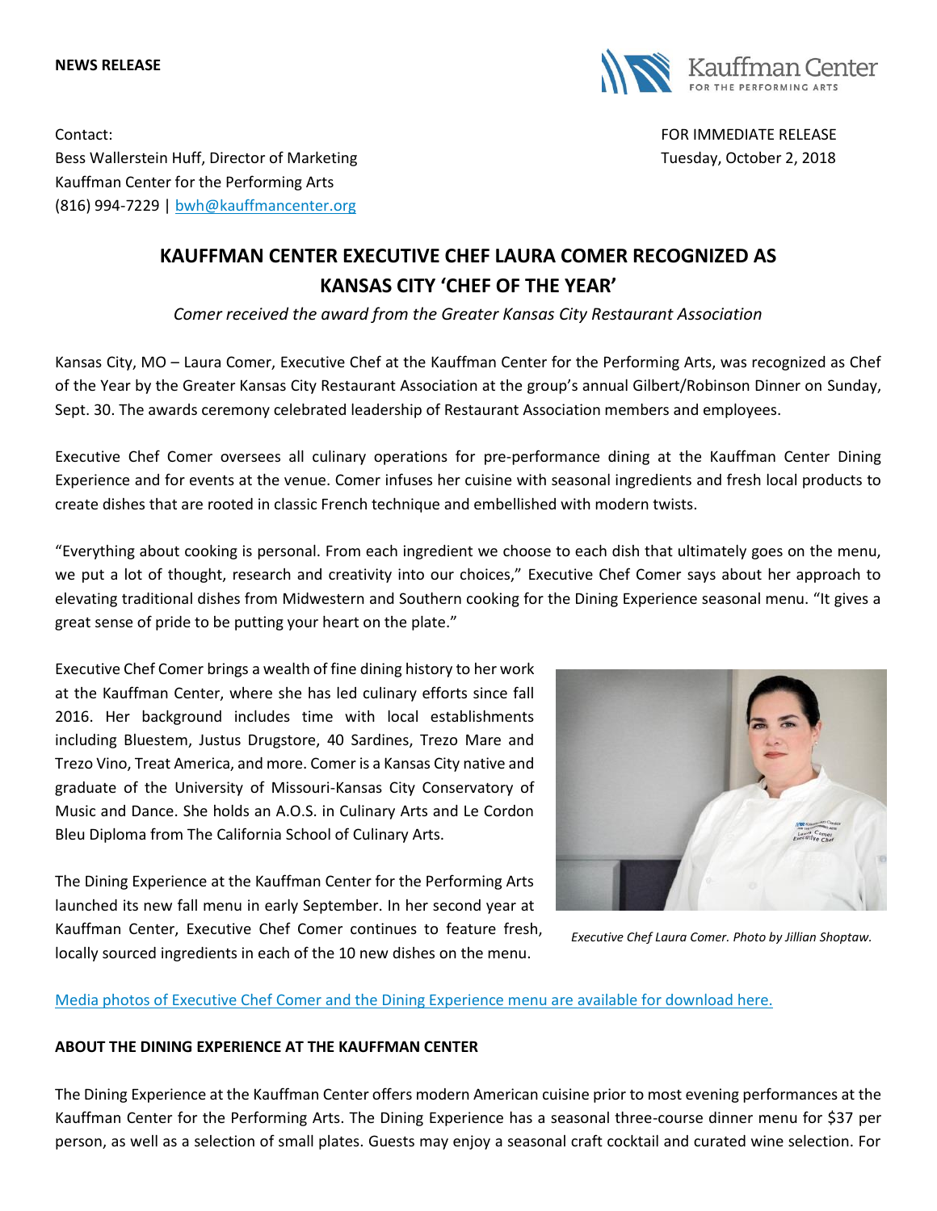**NEWS RELEASE**

Contact:
Bess Wallerstein Huff, Director of Marketing
Kauffman Center for the Performing Arts
(816) 994-7229 | bwh@kauffmancenter.org

FOR IMMEDIATE RELEASE
Tuesday, October 2, 2018

# KAUFFMAN CENTER EXECUTIVE CHEF LAURA COMER RECOGNIZED AS KANSAS CITY 'CHEF OF THE YEAR'

*Comer received the award from the Greater Kansas City Restaurant Association*

Kansas City, MO – Laura Comer, Executive Chef at the Kauffman Center for the Performing Arts, was recognized as Chef of the Year by the Greater Kansas City Restaurant Association at the group's annual Gilbert/Robinson Dinner on Sunday, Sept. 30. The awards ceremony celebrated leadership of Restaurant Association members and employees.

Executive Chef Comer oversees all culinary operations for pre-performance dining at the Kauffman Center Dining Experience and for events at the venue. Comer infuses her cuisine with seasonal ingredients and fresh local products to create dishes that are rooted in classic French technique and embellished with modern twists.

"Everything about cooking is personal. From each ingredient we choose to each dish that ultimately goes on the menu, we put a lot of thought, research and creativity into our choices," Executive Chef Comer says about her approach to elevating traditional dishes from Midwestern and Southern cooking for the Dining Experience seasonal menu. "It gives a great sense of pride to be putting your heart on the plate."

Executive Chef Comer brings a wealth of fine dining history to her work at the Kauffman Center, where she has led culinary efforts since fall 2016. Her background includes time with local establishments including Bluestem, Justus Drugstore, 40 Sardines, Trezo Mare and Trezo Vino, Treat America, and more. Comer is a Kansas City native and graduate of the University of Missouri-Kansas City Conservatory of Music and Dance. She holds an A.O.S. in Culinary Arts and Le Cordon Bleu Diploma from The California School of Culinary Arts.

*Executive Chef Laura Comer. Photo by Jillian Shoptaw.*

The Dining Experience at the Kauffman Center for the Performing Arts launched its new fall menu in early September. In her second year at Kauffman Center, Executive Chef Comer continues to feature fresh, locally sourced ingredients in each of the 10 new dishes on the menu.

Media photos of Executive Chef Comer and the Dining Experience menu are available for download here.

**ABOUT THE DINING EXPERIENCE AT THE KAUFFMAN CENTER**

The Dining Experience at the Kauffman Center offers modern American cuisine prior to most evening performances at the Kauffman Center for the Performing Arts. The Dining Experience has a seasonal three-course dinner menu for $37 per person, as well as a selection of small plates. Guests may enjoy a seasonal craft cocktail and curated wine selection. For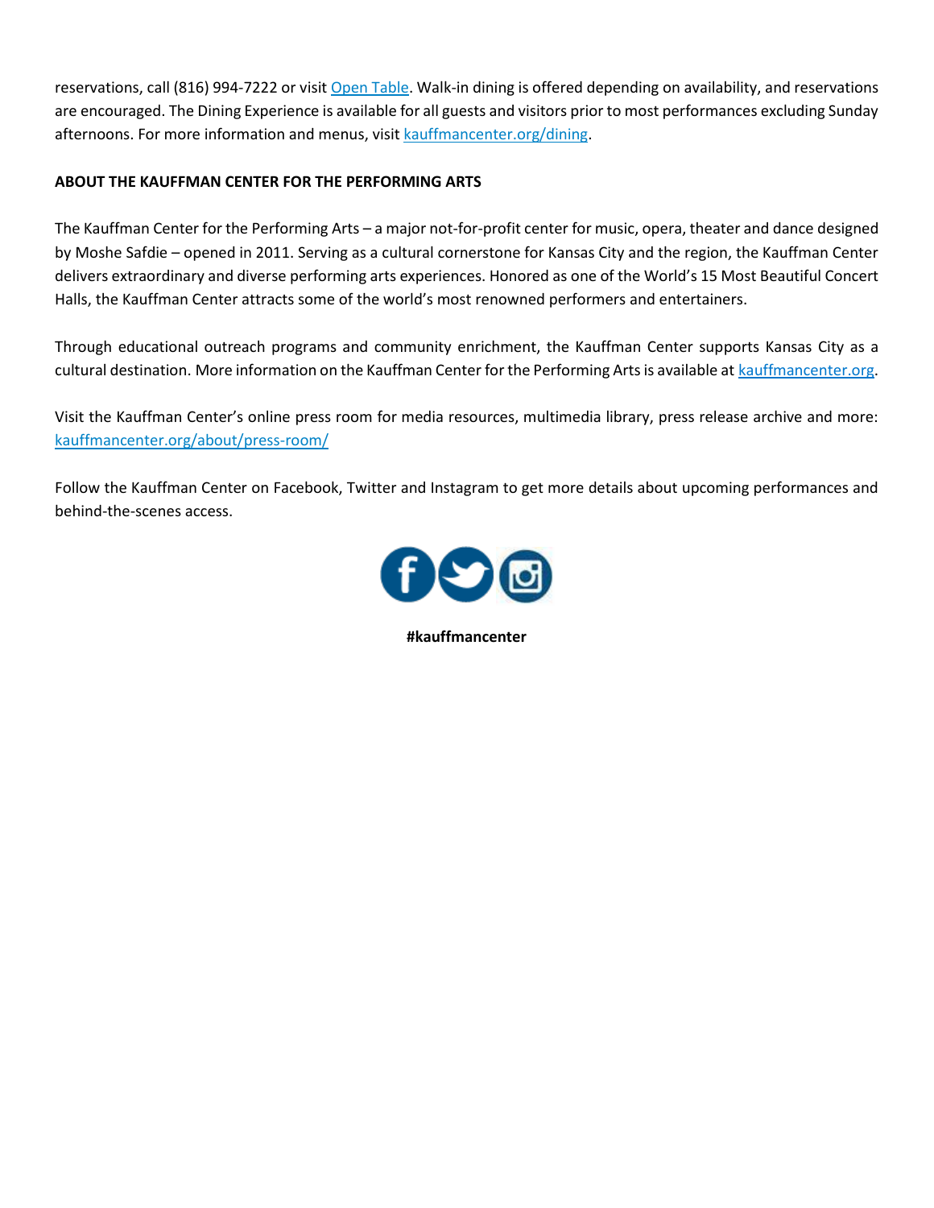reservations, call (816) 994-7222 or visit Open Table. Walk-in dining is offered depending on availability, and reservations are encouraged. The Dining Experience is available for all guests and visitors prior to most performances excluding Sunday afternoons. For more information and menus, visit kauffmancenter.org/dining.

**ABOUT THE KAUFFMAN CENTER FOR THE PERFORMING ARTS**

The Kauffman Center for the Performing Arts – a major not-for-profit center for music, opera, theater and dance designed by Moshe Safdie – opened in 2011. Serving as a cultural cornerstone for Kansas City and the region, the Kauffman Center delivers extraordinary and diverse performing arts experiences. Honored as one of the World's 15 Most Beautiful Concert Halls, the Kauffman Center attracts some of the world's most renowned performers and entertainers.

Through educational outreach programs and community enrichment, the Kauffman Center supports Kansas City as a cultural destination. More information on the Kauffman Center for the Performing Arts is available at kauffmancenter.org.

Visit the Kauffman Center's online press room for media resources, multimedia library, press release archive and more: kauffmancenter.org/about/press-room/

Follow the Kauffman Center on Facebook, Twitter and Instagram to get more details about upcoming performances and behind-the-scenes access.

**#kauffmancenter**